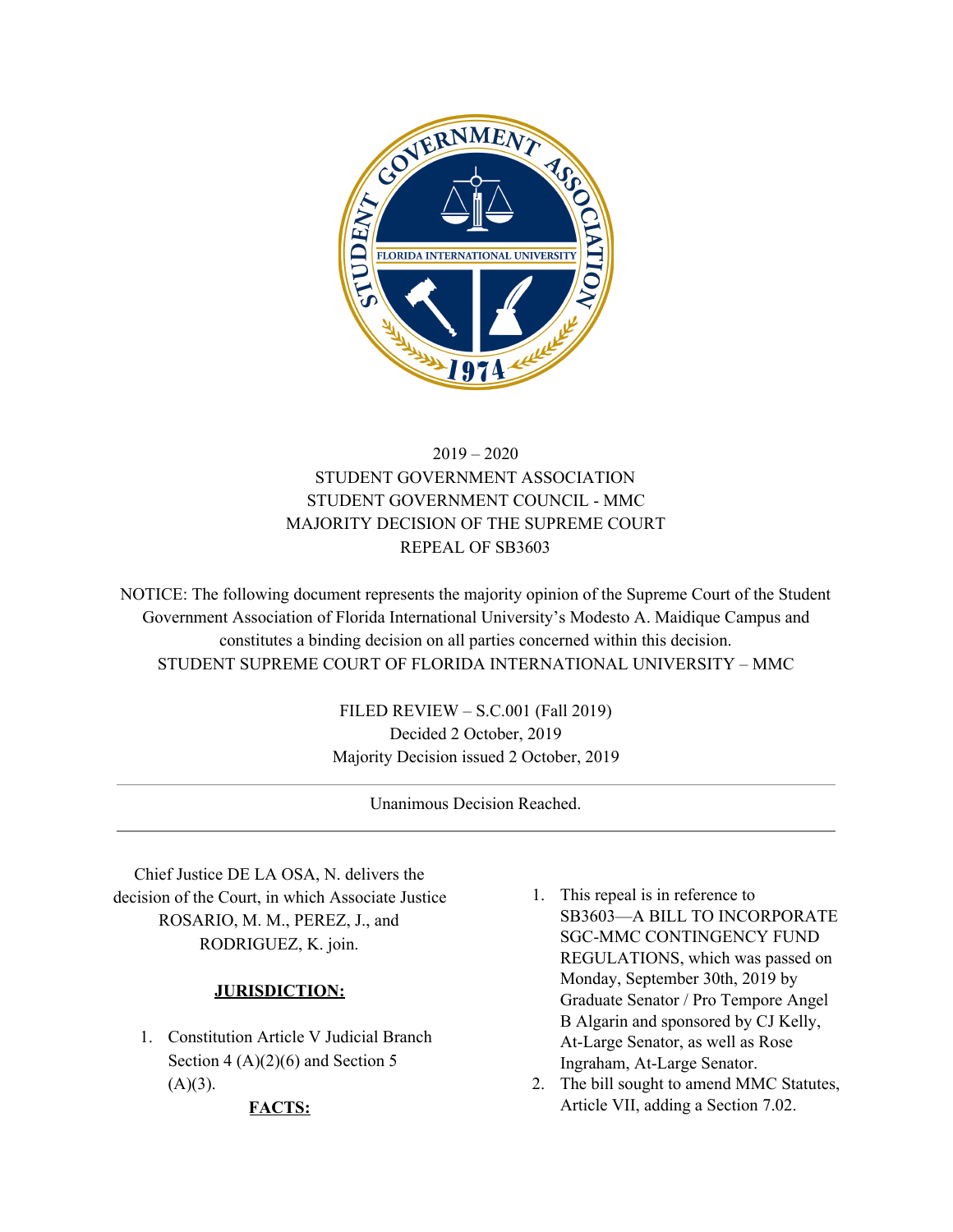2019 – 2020
STUDENT GOVERNMENT ASSOCIATION
STUDENT GOVERNMENT COUNCIL - MMC
MAJORITY DECISION OF THE SUPREME COURT
REPEAL OF SB3603

NOTICE: The following document represents the majority opinion of the Supreme Court of the Student Government Association of Florida International University's Modesto A. Maidique Campus and constitutes a binding decision on all parties concerned within this decision.
STUDENT SUPREME COURT OF FLORIDA INTERNATIONAL UNIVERSITY – MMC

FILED REVIEW – S.C.001 (Fall 2019)
Decided 2 October, 2019
Majority Decision issued 2 October, 2019

---

Unanimous Decision Reached.

---

Chief Justice DE LA OSA, N. delivers the decision of the Court, in which Associate Justice ROSARIO, M. M., PEREZ, J., and RODRIGUEZ, K. join.

**JURISDICTION:**

1. Constitution Article V Judicial Branch Section 4 (A)(2)(6) and Section 5 (A)(3).

**FACTS:**

1. This repeal is in reference to SB3603—A BILL TO INCORPORATE SGC-MMC CONTINGENCY FUND REGULATIONS, which was passed on Monday, September 30th, 2019 by Graduate Senator / Pro Tempore Angel B Algarin and sponsored by CJ Kelly, At-Large Senator, as well as Rose Ingraham, At-Large Senator.
2. The bill sought to amend MMC Statutes, Article VII, adding a Section 7.02.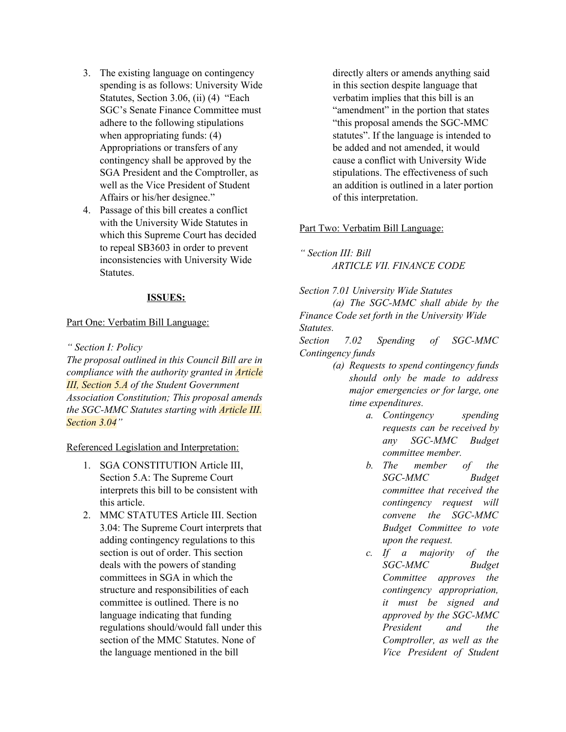3. The existing language on contingency spending is as follows: University Wide Statutes, Section 3.06, (ii) (4) "Each SGC's Senate Finance Committee must adhere to the following stipulations when appropriating funds: (4) Appropriations or transfers of any contingency shall be approved by the SGA President and the Comptroller, as well as the Vice President of Student Affairs or his/her designee."
4. Passage of this bill creates a conflict with the University Wide Statutes in which this Supreme Court has decided to repeal SB3603 in order to prevent inconsistencies with University Wide Statutes.

**ISSUES:**

Part One: Verbatim Bill Language:

*" Section I: Policy*
*The proposal outlined in this Council Bill are in compliance with the authority granted in Article III, Section 5.A of the Student Government Association Constitution; This proposal amends the SGC-MMC Statutes starting with Article III. Section 3.04"*

Referenced Legislation and Interpretation:

1. SGA CONSTITUTION Article III, Section 5.A: The Supreme Court interprets this bill to be consistent with this article.
2. MMC STATUTES Article III. Section 3.04: The Supreme Court interprets that adding contingency regulations to this section is out of order. This section deals with the powers of standing committees in SGA in which the structure and responsibilities of each committee is outlined. There is no language indicating that funding regulations should/would fall under this section of the MMC Statutes. None of the language mentioned in the bill directly alters or amends anything said in this section despite language that verbatim implies that this bill is an "amendment" in the portion that states "this proposal amends the SGC-MMC statutes". If the language is intended to be added and not amended, it would cause a conflict with University Wide stipulations. The effectiveness of such an addition is outlined in a later portion of this interpretation.

Part Two: Verbatim Bill Language:

*" Section III: Bill*
*ARTICLE VII. FINANCE CODE*

*Section 7.01 University Wide Statutes*
*(a) The SGC-MMC shall abide by the Finance Code set forth in the University Wide Statutes.*

*Section 7.02 Spending of SGC-MMC Contingency funds*

*(a) Requests to spend contingency funds should only be made to address major emergencies or for large, one time expenditures.*
    *a. Contingency spending requests can be received by any SGC-MMC Budget committee member.*
    *b. The member of the SGC-MMC Budget committee that received the contingency request will convene the SGC-MMC Budget Committee to vote upon the request.*
    *c. If a majority of the SGC-MMC Budget Committee approves the contingency appropriation, it must be signed and approved by the SGC-MMC President and the Comptroller, as well as the Vice President of Student*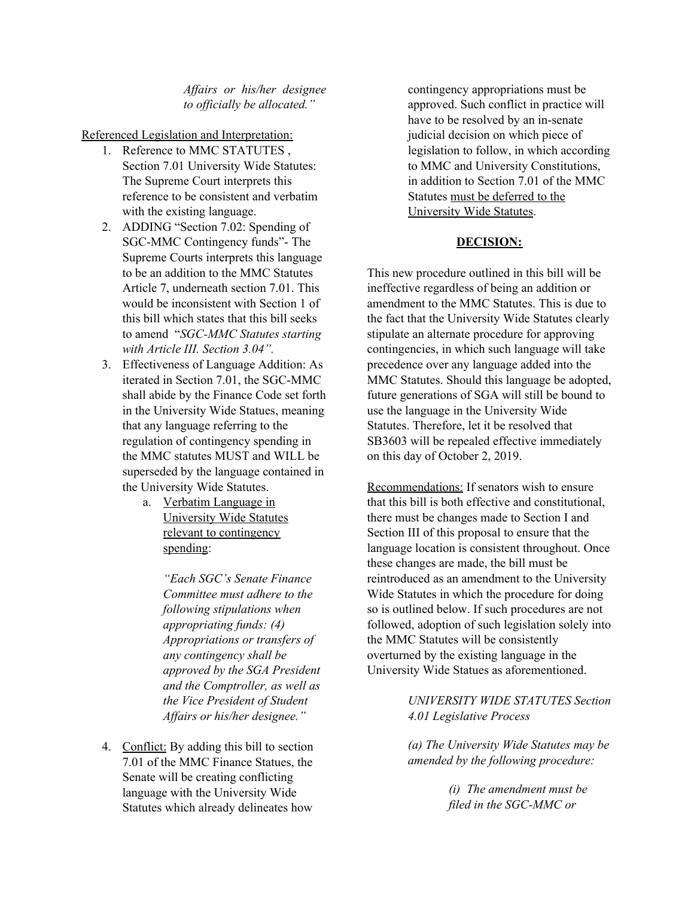*Affairs or his/her designee to officially be allocated."*

Referenced Legislation and Interpretation:

1. Reference to MMC STATUTES , Section 7.01 University Wide Statutes: The Supreme Court interprets this reference to be consistent and verbatim with the existing language.
2. ADDING "Section 7.02: Spending of SGC-MMC Contingency funds"- The Supreme Courts interprets this language to be an addition to the MMC Statutes Article 7, underneath section 7.01. This would be inconsistent with Section 1 of this bill which states that this bill seeks to amend "*SGC-MMC Statutes starting with Article III. Section 3.04".*
3. Effectiveness of Language Addition: As iterated in Section 7.01, the SGC-MMC shall abide by the Finance Code set forth in the University Wide Statues, meaning that any language referring to the regulation of contingency spending in the MMC statutes MUST and WILL be superseded by the language contained in the University Wide Statutes.
   a. Verbatim Language in University Wide Statutes relevant to contingency spending:

      *"Each SGC's Senate Finance Committee must adhere to the following stipulations when appropriating funds: (4) Appropriations or transfers of any contingency shall be approved by the SGA President and the Comptroller, as well as the Vice President of Student Affairs or his/her designee."*

4. Conflict: By adding this bill to section 7.01 of the MMC Finance Statues, the Senate will be creating conflicting language with the University Wide Statutes which already delineates how contingency appropriations must be approved. Such conflict in practice will have to be resolved by an in-senate judicial decision on which piece of legislation to follow, in which according to MMC and University Constitutions, in addition to Section 7.01 of the MMC Statutes must be deferred to the University Wide Statutes.

**DECISION:**

This new procedure outlined in this bill will be ineffective regardless of being an addition or amendment to the MMC Statutes. This is due to the fact that the University Wide Statutes clearly stipulate an alternate procedure for approving contingencies, in which such language will take precedence over any language added into the MMC Statutes. Should this language be adopted, future generations of SGA will still be bound to use the language in the University Wide Statutes. Therefore, let it be resolved that SB3603 will be repealed effective immediately on this day of October 2, 2019.

Recommendations: If senators wish to ensure that this bill is both effective and constitutional, there must be changes made to Section I and Section III of this proposal to ensure that the language location is consistent throughout. Once these changes are made, the bill must be reintroduced as an amendment to the University Wide Statutes in which the procedure for doing so is outlined below. If such procedures are not followed, adoption of such legislation solely into the MMC Statutes will be consistently overturned by the existing language in the University Wide Statues as aforementioned.

*UNIVERSITY WIDE STATUTES Section 4.01 Legislative Process*

*(a) The University Wide Statutes may be amended by the following procedure:*

*(i) The amendment must be filed in the SGC-MMC or*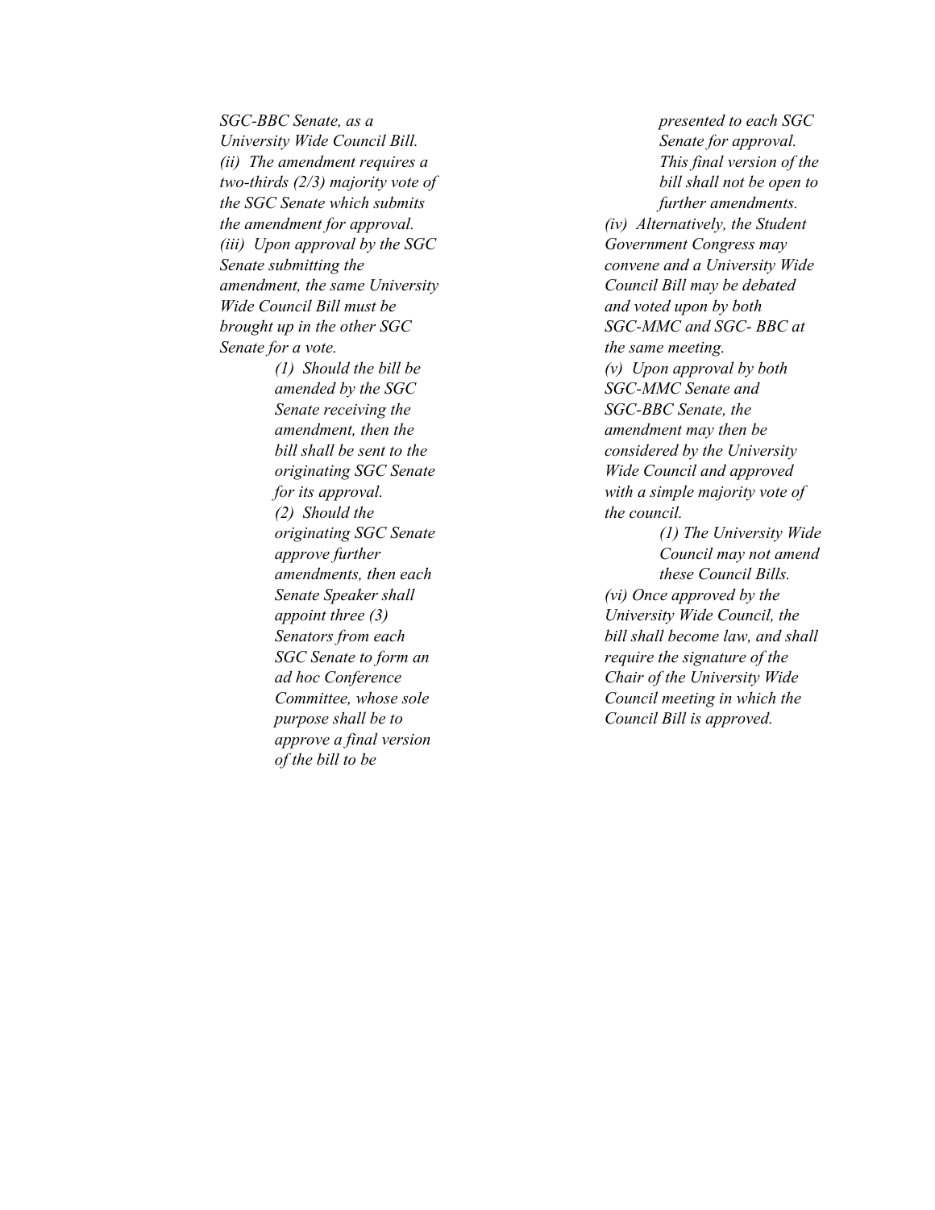*SGC-BBC Senate, as a University Wide Council Bill.*

*(ii) The amendment requires a two-thirds (2/3) majority vote of the SGC Senate which submits the amendment for approval.*

*(iii) Upon approval by the SGC Senate submitting the amendment, the same University Wide Council Bill must be brought up in the other SGC Senate for a vote.*

> *(1) Should the bill be amended by the SGC Senate receiving the amendment, then the bill shall be sent to the originating SGC Senate for its approval.*
>
> *(2) Should the originating SGC Senate approve further amendments, then each Senate Speaker shall appoint three (3) Senators from each SGC Senate to form an ad hoc Conference Committee, whose sole purpose shall be to approve a final version of the bill to be presented to each SGC Senate for approval. This final version of the bill shall not be open to further amendments.*

*(iv) Alternatively, the Student Government Congress may convene and a University Wide Council Bill may be debated and voted upon by both SGC-MMC and SGC- BBC at the same meeting.*

*(v) Upon approval by both SGC-MMC Senate and SGC-BBC Senate, the amendment may then be considered by the University Wide Council and approved with a simple majority vote of the council.*

> *(1) The University Wide Council may not amend these Council Bills.*

*(vi) Once approved by the University Wide Council, the bill shall become law, and shall require the signature of the Chair of the University Wide Council meeting in which the Council Bill is approved.*